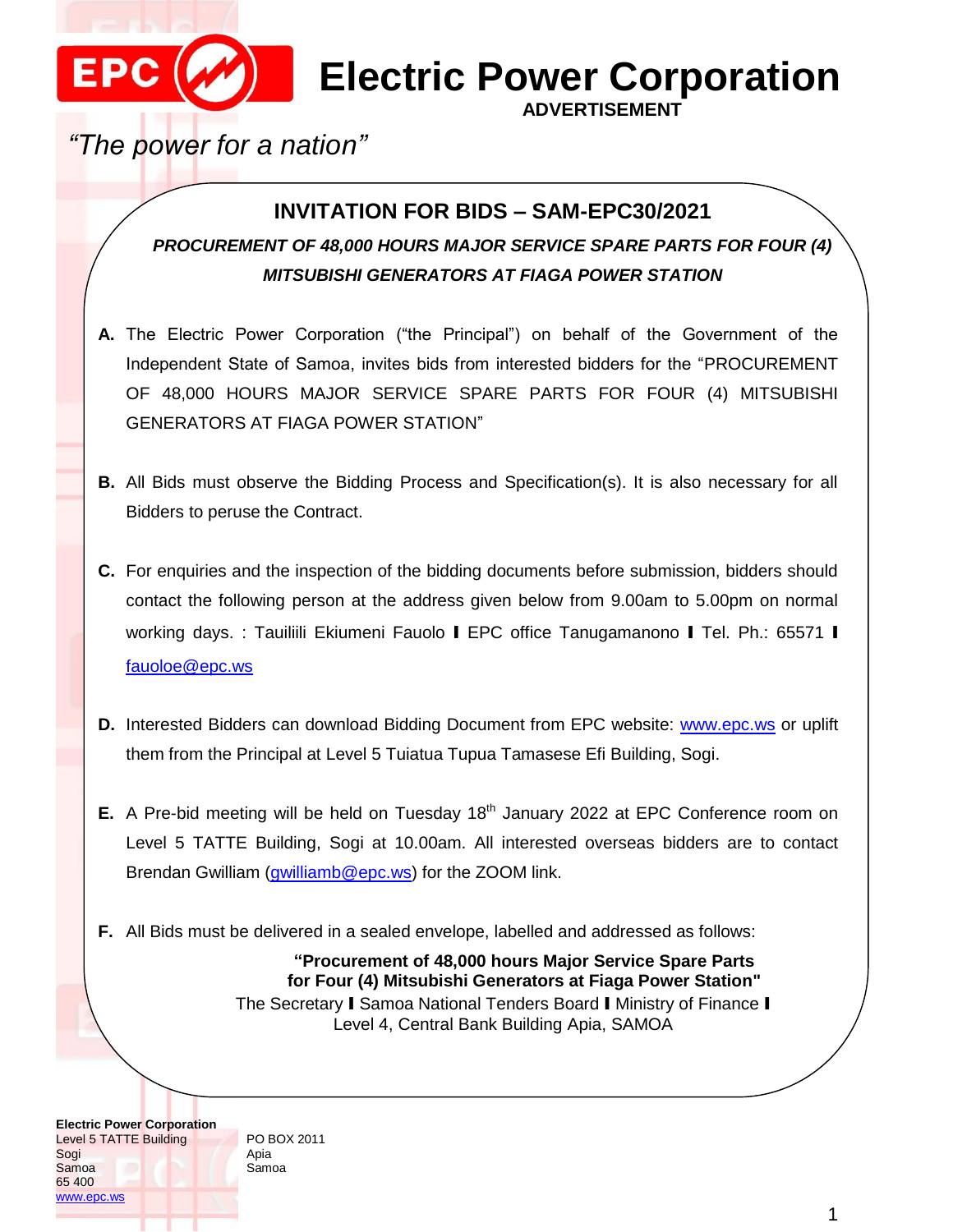# Electric Power Corporation

**ADVERTISEMENT**

*"The power for a nation"*

## INVITATION FOR BIDS – SAM-EPC30/2021

***PROCUREMENT OF 48,000 HOURS MAJOR SERVICE SPARE PARTS FOR FOUR (4) MITSUBISHI GENERATORS AT FIAGA POWER STATION***

**A.** The Electric Power Corporation ("the Principal") on behalf of the Government of the Independent State of Samoa, invites bids from interested bidders for the "PROCUREMENT OF 48,000 HOURS MAJOR SERVICE SPARE PARTS FOR FOUR (4) MITSUBISHI GENERATORS AT FIAGA POWER STATION"

**B.** All Bids must observe the Bidding Process and Specification(s). It is also necessary for all Bidders to peruse the Contract.

**C.** For enquiries and the inspection of the bidding documents before submission, bidders should contact the following person at the address given below from 9.00am to 5.00pm on normal working days. : Tauiliili Ekiumeni Fauolo | EPC office Tanugamanono | Tel. Ph.: 65571 | fauoloe@epc.ws

**D.** Interested Bidders can download Bidding Document from EPC website: www.epc.ws or uplift them from the Principal at Level 5 Tuiatua Tupua Tamasese Efi Building, Sogi.

**E.** A Pre-bid meeting will be held on Tuesday 18th January 2022 at EPC Conference room on Level 5 TATTE Building, Sogi at 10.00am. All interested overseas bidders are to contact Brendan Gwilliam (gwilliamb@epc.ws) for the ZOOM link.

**F.** All Bids must be delivered in a sealed envelope, labelled and addressed as follows:

**"Procurement of 48,000 hours Major Service Spare Parts for Four (4) Mitsubishi Generators at Fiaga Power Station"**
The Secretary | Samoa National Tenders Board | Ministry of Finance |
Level 4, Central Bank Building Apia, SAMOA

**Electric Power Corporation**
Level 5 TATTE Building
Sogi
Samoa
65 400
www.epc.ws

PO BOX 2011
Apia
Samoa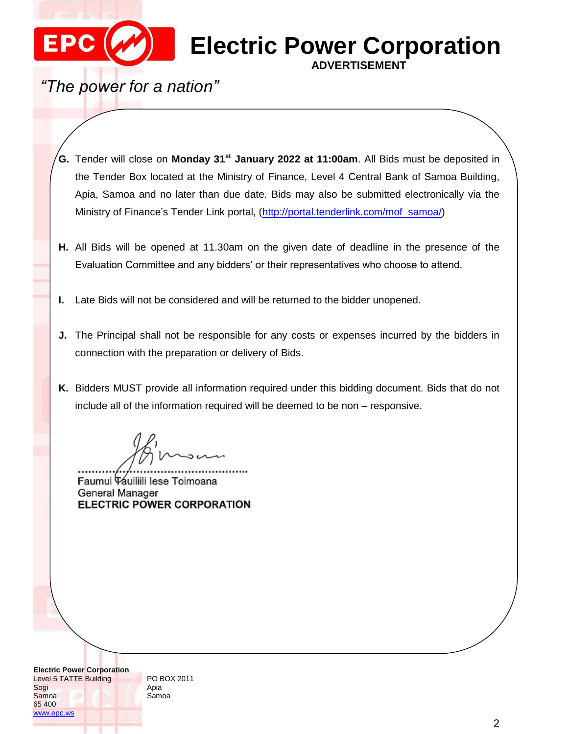# Electric Power Corporation

**ADVERTISEMENT**

*"The power for a nation"*

**G.** Tender will close on **Monday 31st January 2022 at 11:00am**. All Bids must be deposited in the Tender Box located at the Ministry of Finance, Level 4 Central Bank of Samoa Building, Apia, Samoa and no later than due date. Bids may also be submitted electronically via the Ministry of Finance's Tender Link portal, (http://portal.tenderlink.com/mof_samoa/)

**H.** All Bids will be opened at 11.30am on the given date of deadline in the presence of the Evaluation Committee and any bidders' or their representatives who choose to attend.

**I.** Late Bids will not be considered and will be returned to the bidder unopened.

**J.** The Principal shall not be responsible for any costs or expenses incurred by the bidders in connection with the preparation or delivery of Bids.

**K.** Bidders MUST provide all information required under this bidding document. Bids that do not include all of the information required will be deemed to be non – responsive.

..............................................................
Faumui Tauiliili Iese Toimoana
General Manager
**ELECTRIC POWER CORPORATION**

**Electric Power Corporation**
Level 5 TATTE Building
Sogi
Samoa
65 400
www.epc.ws

PO BOX 2011
Apia
Samoa